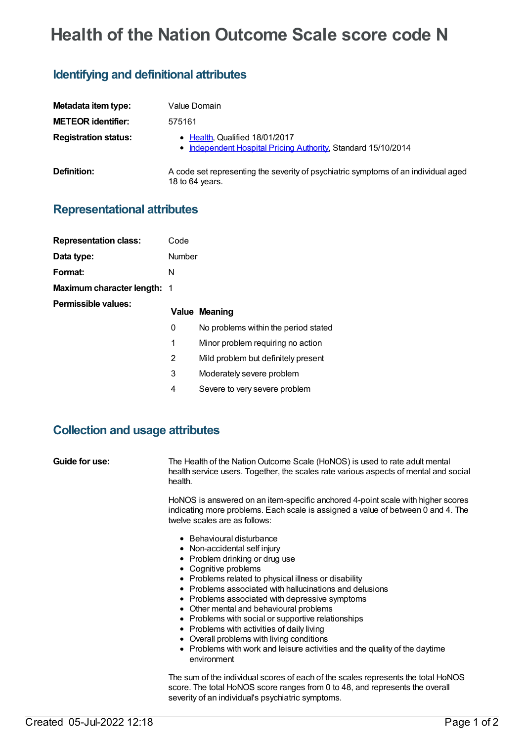# Health of the Nation Outcome Scale score code N

## Identifying and definitional attributes

| | |
|---|---|
| **Metadata item type:** | Value Domain |
| **METEOR identifier:** | 575161 |
| **Registration status:** | • Health, Qualified 18/01/2017<br>• Independent Hospital Pricing Authority, Standard 15/10/2014 |
| **Definition:** | A code set representing the severity of psychiatric symptoms of an individual aged 18 to 64 years. |

## Representational attributes

| | |
|---|---|
| **Representation class:** | Code |
| **Data type:** | Number |
| **Format:** | N |
| **Maximum character length:** | 1 |

**Permissible values:**

| Value | Meaning |
|---|---|
| 0 | No problems within the period stated |
| 1 | Minor problem requiring no action |
| 2 | Mild problem but definitely present |
| 3 | Moderately severe problem |
| 4 | Severe to very severe problem |

## Collection and usage attributes

**Guide for use:**

The Health of the Nation Outcome Scale (HoNOS) is used to rate adult mental health service users. Together, the scales rate various aspects of mental and social health.

HoNOS is answered on an item-specific anchored 4-point scale with higher scores indicating more problems. Each scale is assigned a value of between 0 and 4. The twelve scales are as follows:

- Behavioural disturbance
- Non-accidental self injury
- Problem drinking or drug use
- Cognitive problems
- Problems related to physical illness or disability
- Problems associated with hallucinations and delusions
- Problems associated with depressive symptoms
- Other mental and behavioural problems
- Problems with social or supportive relationships
- Problems with activities of daily living
- Overall problems with living conditions
- Problems with work and leisure activities and the quality of the daytime environment

The sum of the individual scores of each of the scales represents the total HoNOS score. The total HoNOS score ranges from 0 to 48, and represents the overall severity of an individual's psychiatric symptoms.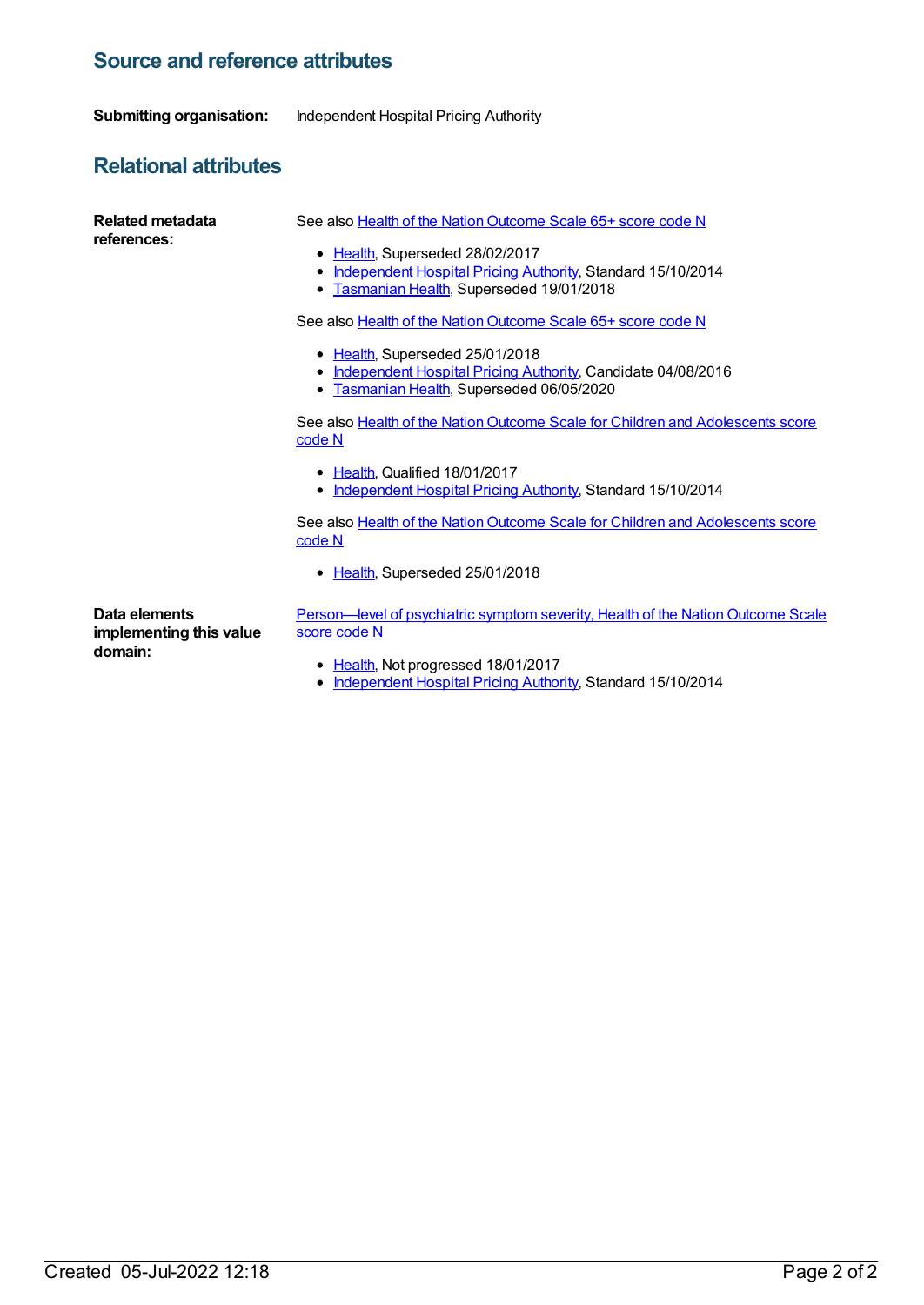## Source and reference attributes

**Submitting organisation:** Independent Hospital Pricing Authority

## Relational attributes

**Related metadata references:**

See also Health of the Nation Outcome Scale 65+ score code N

- Health, Superseded 28/02/2017
- Independent Hospital Pricing Authority, Standard 15/10/2014
- Tasmanian Health, Superseded 19/01/2018

See also Health of the Nation Outcome Scale 65+ score code N

- Health, Superseded 25/01/2018
- Independent Hospital Pricing Authority, Candidate 04/08/2016
- Tasmanian Health, Superseded 06/05/2020

See also Health of the Nation Outcome Scale for Children and Adolescents score code N

- Health, Qualified 18/01/2017
- Independent Hospital Pricing Authority, Standard 15/10/2014

See also Health of the Nation Outcome Scale for Children and Adolescents score code N

- Health, Superseded 25/01/2018

**Data elements implementing this value domain:**

Person—level of psychiatric symptom severity, Health of the Nation Outcome Scale score code N

- Health, Not progressed 18/01/2017
- Independent Hospital Pricing Authority, Standard 15/10/2014